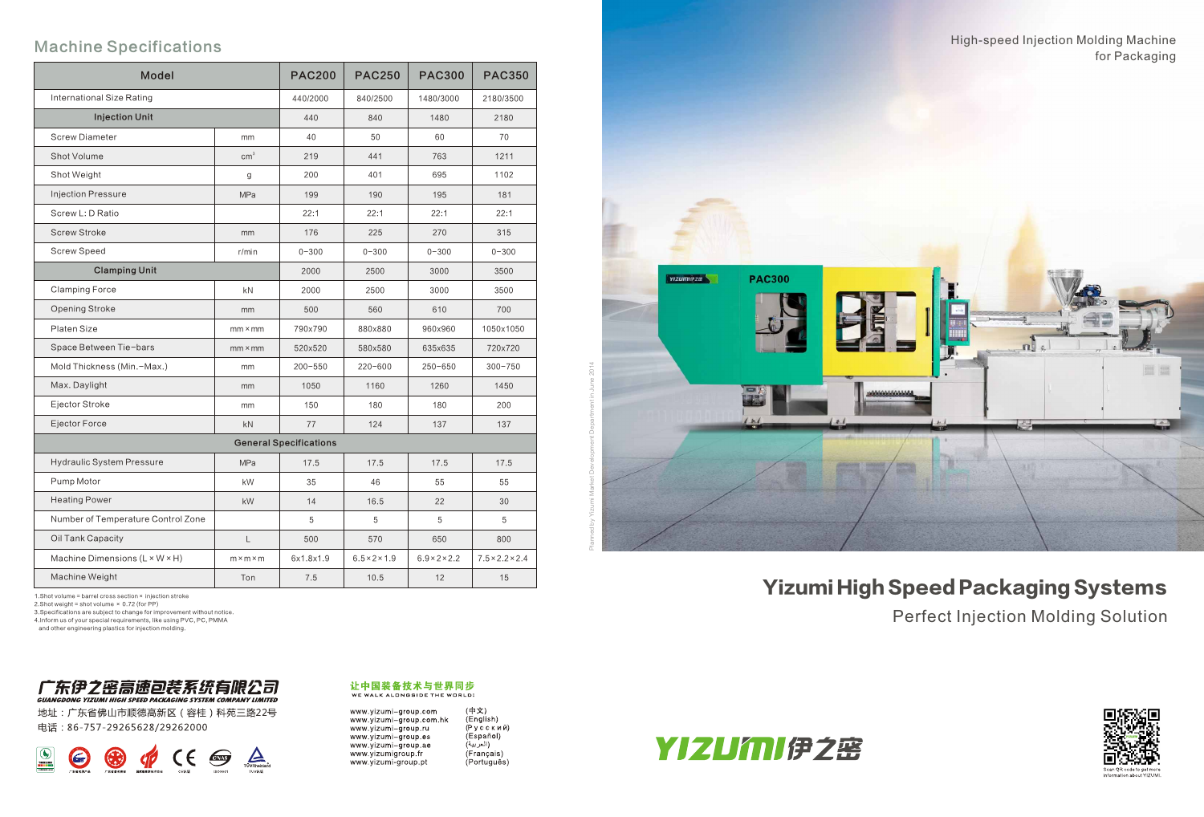## Machine Specifications

| Model | | PAC200 | PAC250 | PAC300 | PAC350 |
|---|---|---|---|---|---|
| International Size Rating | | 440/2000 | 840/2500 | 1480/3000 | 2180/3500 |
| **Injection Unit** | | 440 | 840 | 1480 | 2180 |
| Screw Diameter | mm | 40 | 50 | 60 | 70 |
| Shot Volume | $cm^3$ | 219 | 441 | 763 | 1211 |
| Shot Weight | g | 200 | 401 | 695 | 1102 |
| Injection Pressure | MPa | 199 | 190 | 195 | 181 |
| Screw L: D Ratio | | 22:1 | 22:1 | 22:1 | 22:1 |
| Screw Stroke | mm | 176 | 225 | 270 | 315 |
| Screw Speed | r/min | 0-300 | 0-300 | 0-300 | 0-300 |
| **Clamping Unit** | | 2000 | 2500 | 3000 | 3500 |
| Clamping Force | kN | 2000 | 2500 | 3000 | 3500 |
| Opening Stroke | mm | 500 | 560 | 610 | 700 |
| Platen Size | mm×mm | 790x790 | 880x880 | 960x960 | 1050x1050 |
| Space Between Tie-bars | mm×mm | 520x520 | 580x580 | 635x635 | 720x720 |
| Mold Thickness (Min.-Max.) | mm | 200-550 | 220-600 | 250-650 | 300-750 |
| Max. Daylight | mm | 1050 | 1160 | 1260 | 1450 |
| Ejector Stroke | mm | 150 | 180 | 180 | 200 |
| Ejector Force | kN | 77 | 124 | 137 | 137 |
| **General Specifications** | | | | | |
| Hydraulic System Pressure | MPa | 17.5 | 17.5 | 17.5 | 17.5 |
| Pump Motor | kW | 35 | 46 | 55 | 55 |
| Heating Power | kW | 14 | 16.5 | 22 | 30 |
| Number of Temperature Control Zone | | 5 | 5 | 5 | 5 |
| Oil Tank Capacity | L | 500 | 570 | 650 | 800 |
| Machine Dimensions (L×W×H) | m×m×m | 6x1.8x1.9 | 6.5×2×1.9 | 6.9×2×2.2 | 7.5×2.2×2.4 |
| Machine Weight | Ton | 7.5 | 10.5 | 12 | 15 |

1.Shot volume = barrel cross section × injection stroke
2.Shot weight = shot volume × 0.72 (for PP)
3.Specifications are subject to change for improvement without notice.
4.Inform us of your special requirements, like using PVC, PC, PMMA and other engineering plastics for injection molding.

**广东伊之密高速包装系统有限公司**
**GUANGDONG YIZUMI HIGH SPEED PACKAGING SYSTEM COMPANY LIMITED**
地址：广东省佛山市顺德高新区（容桂）科苑三路22号
电话：86-757-29265628/29262000

**让中国装备技术与世界同步**
WE WALK ALONGSIDE THE WORLD:

www.yizumi-group.com (中文)
www.yizumi-group.com.hk (English)
www.yizumi-group.ru (Русский)
www.yizumi-group.es (Español)
www.yizumi-group.ae (العربية)
www.yizumigroup.fr (Français)
www.yizumi-group.pt (Português)

High-speed Injection Molding Machine for Packaging

Planned by Yizumi Market Development Department in June 2014

# Yizumi High Speed Packaging Systems

Perfect Injection Molding Solution

YIZUMI伊之密

Scan QR code to get more information about YIZUMI.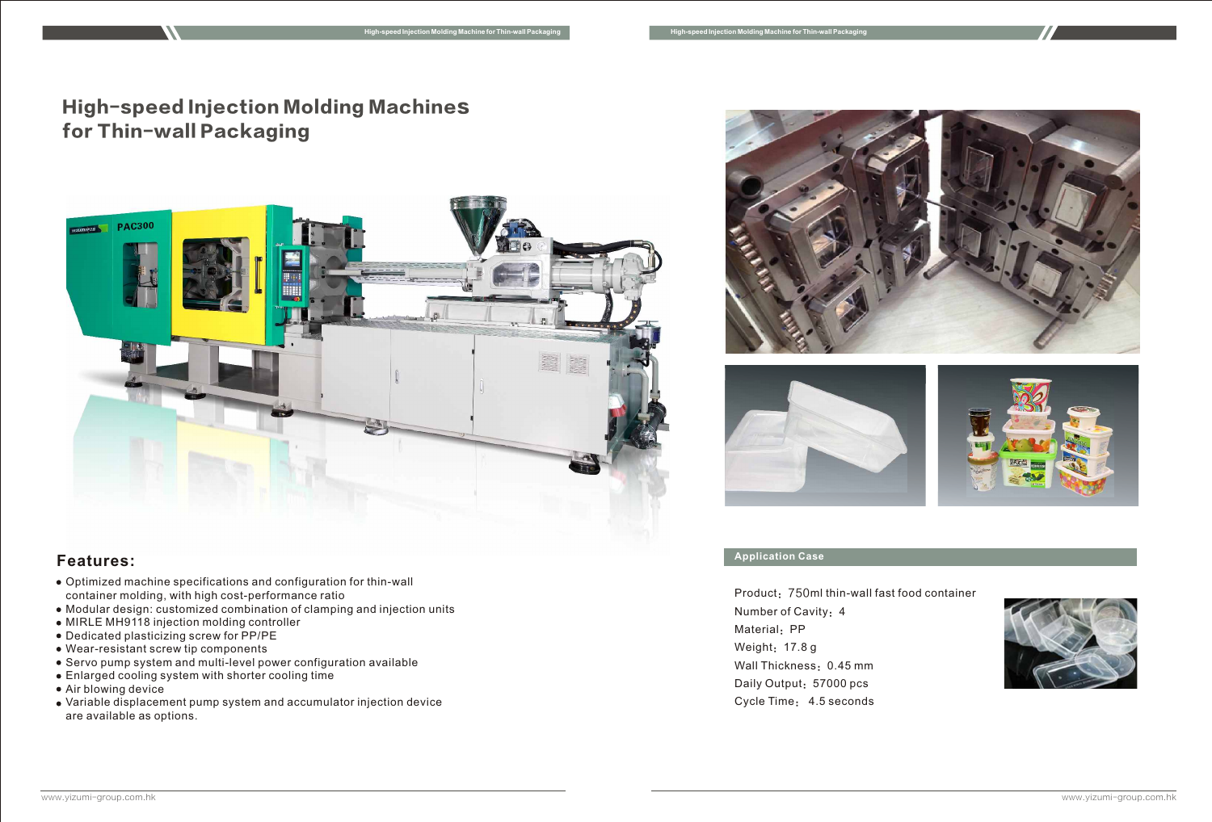# High-speed Injection Molding Machines for Thin-wall Packaging

## Features:

- Optimized machine specifications and configuration for thin-wall container molding, with high cost-performance ratio
- Modular design: customized combination of clamping and injection units
- MIRLE MH9118 injection molding controller
- Dedicated plasticizing screw for PP/PE
- Wear-resistant screw tip components
- Servo pump system and multi-level power configuration available
- Enlarged cooling system with shorter cooling time
- Air blowing device
- Variable displacement pump system and accumulator injection device are available as options.

## Application Case

Product：750ml thin-wall fast food container

Number of Cavity：4

Material：PP

Weight：17.8 g

Wall Thickness：0.45 mm

Daily Output：57000 pcs

Cycle Time： 4.5 seconds